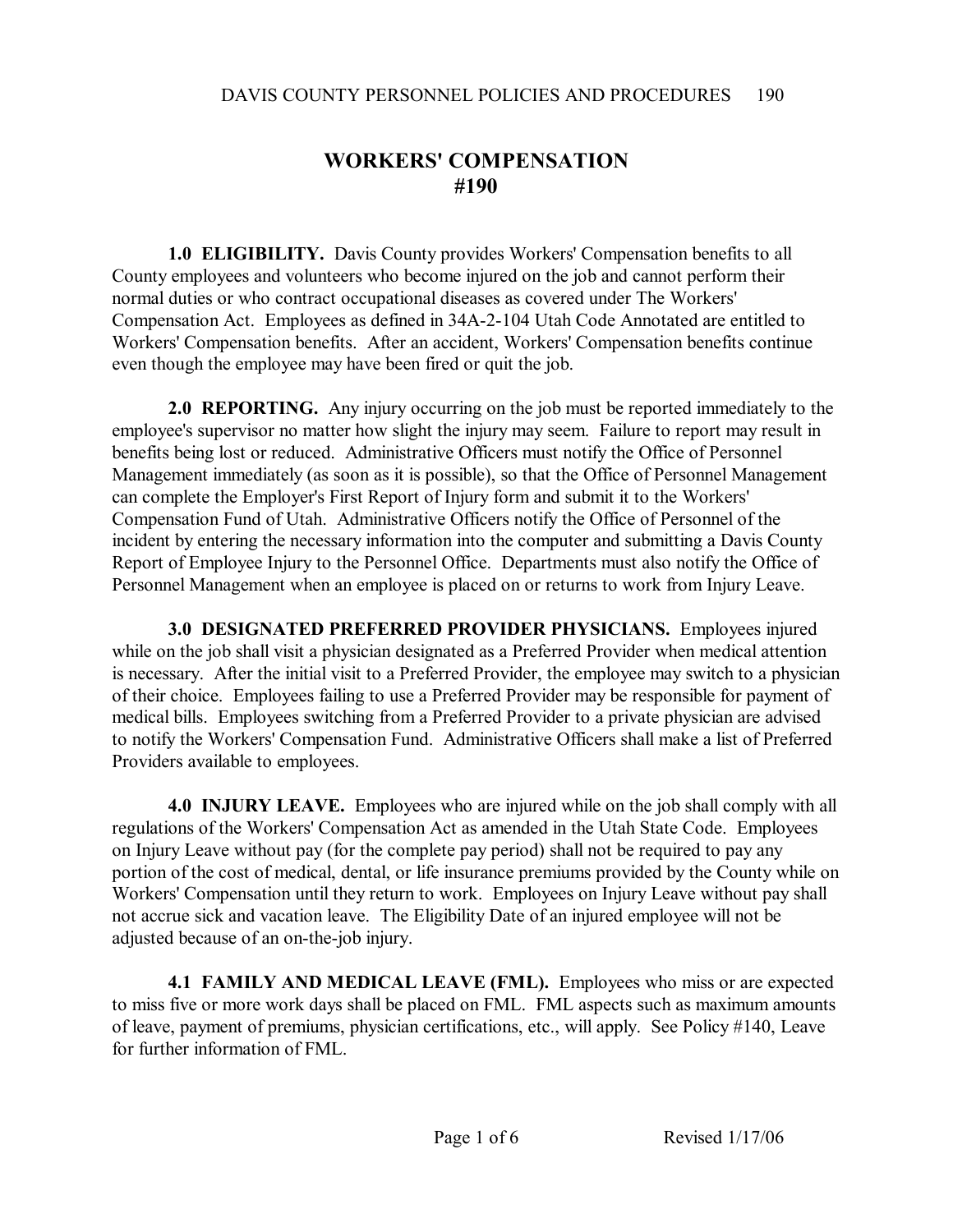# WORKERS' COMPENSATION
# #190

**1.0 ELIGIBILITY.** Davis County provides Workers' Compensation benefits to all County employees and volunteers who become injured on the job and cannot perform their normal duties or who contract occupational diseases as covered under The Workers' Compensation Act. Employees as defined in 34A-2-104 Utah Code Annotated are entitled to Workers' Compensation benefits. After an accident, Workers' Compensation benefits continue even though the employee may have been fired or quit the job.

**2.0 REPORTING.** Any injury occurring on the job must be reported immediately to the employee's supervisor no matter how slight the injury may seem. Failure to report may result in benefits being lost or reduced. Administrative Officers must notify the Office of Personnel Management immediately (as soon as it is possible), so that the Office of Personnel Management can complete the Employer's First Report of Injury form and submit it to the Workers' Compensation Fund of Utah. Administrative Officers notify the Office of Personnel of the incident by entering the necessary information into the computer and submitting a Davis County Report of Employee Injury to the Personnel Office. Departments must also notify the Office of Personnel Management when an employee is placed on or returns to work from Injury Leave.

**3.0 DESIGNATED PREFERRED PROVIDER PHYSICIANS.** Employees injured while on the job shall visit a physician designated as a Preferred Provider when medical attention is necessary. After the initial visit to a Preferred Provider, the employee may switch to a physician of their choice. Employees failing to use a Preferred Provider may be responsible for payment of medical bills. Employees switching from a Preferred Provider to a private physician are advised to notify the Workers' Compensation Fund. Administrative Officers shall make a list of Preferred Providers available to employees.

**4.0 INJURY LEAVE.** Employees who are injured while on the job shall comply with all regulations of the Workers' Compensation Act as amended in the Utah State Code. Employees on Injury Leave without pay (for the complete pay period) shall not be required to pay any portion of the cost of medical, dental, or life insurance premiums provided by the County while on Workers' Compensation until they return to work. Employees on Injury Leave without pay shall not accrue sick and vacation leave. The Eligibility Date of an injured employee will not be adjusted because of an on-the-job injury.

**4.1 FAMILY AND MEDICAL LEAVE (FML).** Employees who miss or are expected to miss five or more work days shall be placed on FML. FML aspects such as maximum amounts of leave, payment of premiums, physician certifications, etc., will apply. See Policy #140, Leave for further information of FML.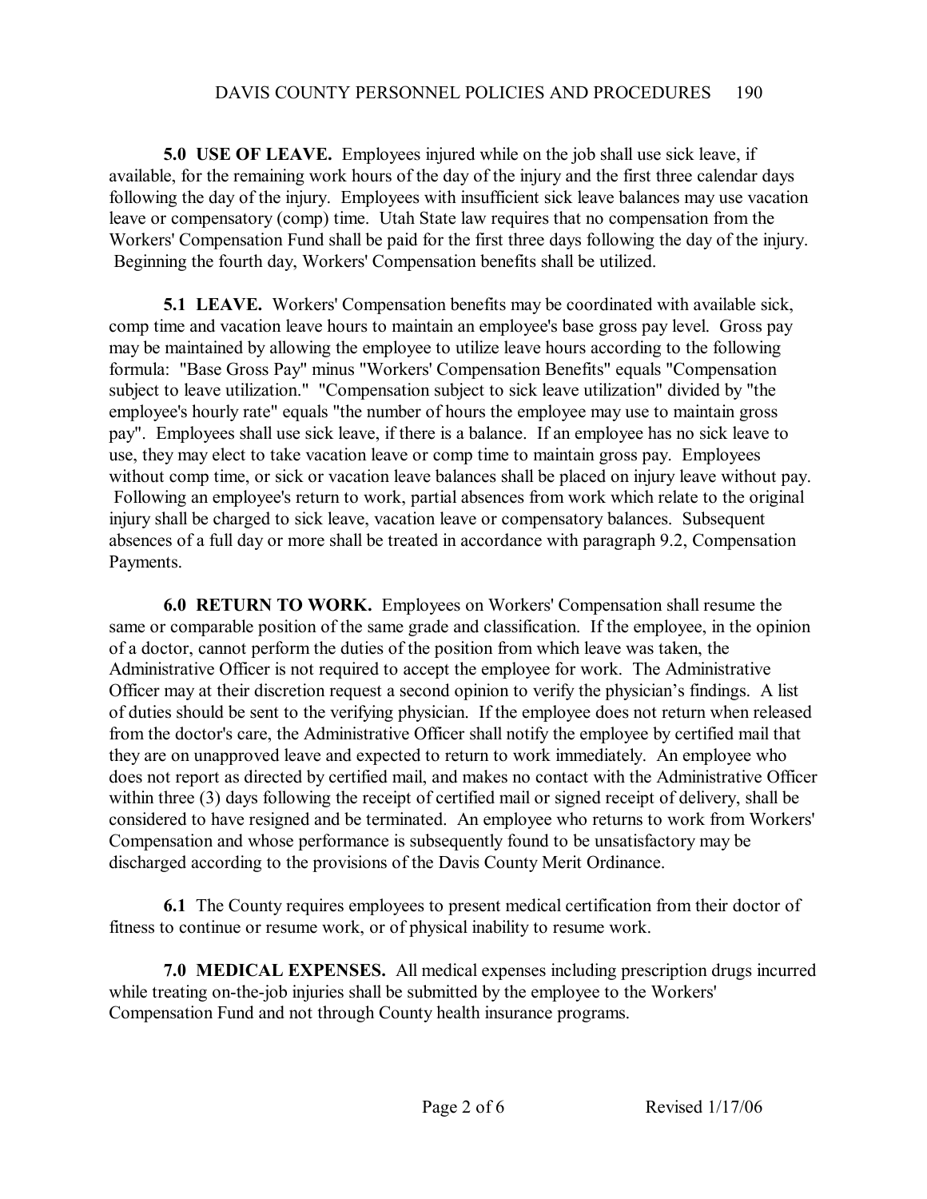**5.0 USE OF LEAVE.** Employees injured while on the job shall use sick leave, if available, for the remaining work hours of the day of the injury and the first three calendar days following the day of the injury. Employees with insufficient sick leave balances may use vacation leave or compensatory (comp) time. Utah State law requires that no compensation from the Workers' Compensation Fund shall be paid for the first three days following the day of the injury. Beginning the fourth day, Workers' Compensation benefits shall be utilized.

**5.1 LEAVE.** Workers' Compensation benefits may be coordinated with available sick, comp time and vacation leave hours to maintain an employee's base gross pay level. Gross pay may be maintained by allowing the employee to utilize leave hours according to the following formula: "Base Gross Pay" minus "Workers' Compensation Benefits" equals "Compensation subject to leave utilization." "Compensation subject to sick leave utilization" divided by "the employee's hourly rate" equals "the number of hours the employee may use to maintain gross pay". Employees shall use sick leave, if there is a balance. If an employee has no sick leave to use, they may elect to take vacation leave or comp time to maintain gross pay. Employees without comp time, or sick or vacation leave balances shall be placed on injury leave without pay. Following an employee's return to work, partial absences from work which relate to the original injury shall be charged to sick leave, vacation leave or compensatory balances. Subsequent absences of a full day or more shall be treated in accordance with paragraph 9.2, Compensation Payments.

**6.0 RETURN TO WORK.** Employees on Workers' Compensation shall resume the same or comparable position of the same grade and classification. If the employee, in the opinion of a doctor, cannot perform the duties of the position from which leave was taken, the Administrative Officer is not required to accept the employee for work. The Administrative Officer may at their discretion request a second opinion to verify the physician's findings. A list of duties should be sent to the verifying physician. If the employee does not return when released from the doctor's care, the Administrative Officer shall notify the employee by certified mail that they are on unapproved leave and expected to return to work immediately. An employee who does not report as directed by certified mail, and makes no contact with the Administrative Officer within three (3) days following the receipt of certified mail or signed receipt of delivery, shall be considered to have resigned and be terminated. An employee who returns to work from Workers' Compensation and whose performance is subsequently found to be unsatisfactory may be discharged according to the provisions of the Davis County Merit Ordinance.

**6.1** The County requires employees to present medical certification from their doctor of fitness to continue or resume work, or of physical inability to resume work.

**7.0 MEDICAL EXPENSES.** All medical expenses including prescription drugs incurred while treating on-the-job injuries shall be submitted by the employee to the Workers' Compensation Fund and not through County health insurance programs.

Revised 1/17/06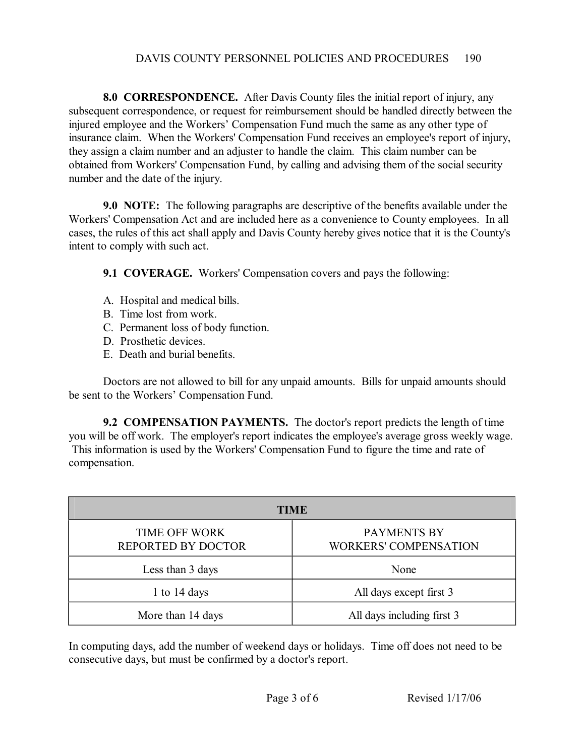**8.0 CORRESPONDENCE.** After Davis County files the initial report of injury, any subsequent correspondence, or request for reimbursement should be handled directly between the injured employee and the Workers' Compensation Fund much the same as any other type of insurance claim. When the Workers' Compensation Fund receives an employee's report of injury, they assign a claim number and an adjuster to handle the claim. This claim number can be obtained from Workers' Compensation Fund, by calling and advising them of the social security number and the date of the injury.

**9.0 NOTE:** The following paragraphs are descriptive of the benefits available under the Workers' Compensation Act and are included here as a convenience to County employees. In all cases, the rules of this act shall apply and Davis County hereby gives notice that it is the County's intent to comply with such act.

**9.1 COVERAGE.** Workers' Compensation covers and pays the following:

A. Hospital and medical bills.
B. Time lost from work.
C. Permanent loss of body function.
D. Prosthetic devices.
E. Death and burial benefits.

Doctors are not allowed to bill for any unpaid amounts. Bills for unpaid amounts should be sent to the Workers' Compensation Fund.

**9.2 COMPENSATION PAYMENTS.** The doctor's report predicts the length of time you will be off work. The employer's report indicates the employee's average gross weekly wage. This information is used by the Workers' Compensation Fund to figure the time and rate of compensation.

| **TIME** | |
|---|---|
| TIME OFF WORK REPORTED BY DOCTOR | PAYMENTS BY WORKERS' COMPENSATION |
| Less than 3 days | None |
| 1 to 14 days | All days except first 3 |
| More than 14 days | All days including first 3 |

In computing days, add the number of weekend days or holidays. Time off does not need to be consecutive days, but must be confirmed by a doctor's report.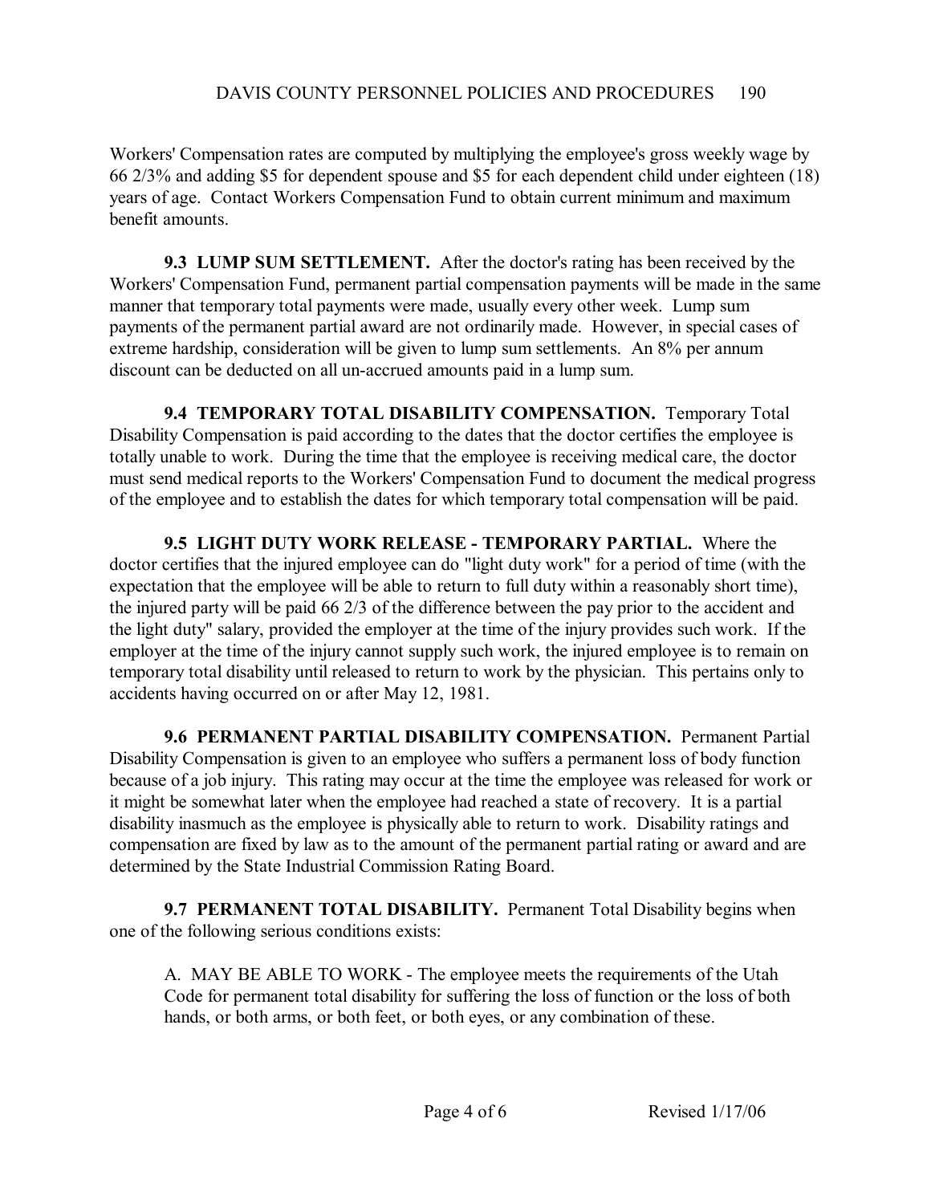Workers' Compensation rates are computed by multiplying the employee's gross weekly wage by 66 2/3% and adding $5 for dependent spouse and $5 for each dependent child under eighteen (18) years of age. Contact Workers Compensation Fund to obtain current minimum and maximum benefit amounts.

**9.3 LUMP SUM SETTLEMENT.** After the doctor's rating has been received by the Workers' Compensation Fund, permanent partial compensation payments will be made in the same manner that temporary total payments were made, usually every other week. Lump sum payments of the permanent partial award are not ordinarily made. However, in special cases of extreme hardship, consideration will be given to lump sum settlements. An 8% per annum discount can be deducted on all un-accrued amounts paid in a lump sum.

**9.4 TEMPORARY TOTAL DISABILITY COMPENSATION.** Temporary Total Disability Compensation is paid according to the dates that the doctor certifies the employee is totally unable to work. During the time that the employee is receiving medical care, the doctor must send medical reports to the Workers' Compensation Fund to document the medical progress of the employee and to establish the dates for which temporary total compensation will be paid.

**9.5 LIGHT DUTY WORK RELEASE - TEMPORARY PARTIAL.** Where the doctor certifies that the injured employee can do "light duty work" for a period of time (with the expectation that the employee will be able to return to full duty within a reasonably short time), the injured party will be paid 66 2/3 of the difference between the pay prior to the accident and the light duty" salary, provided the employer at the time of the injury provides such work. If the employer at the time of the injury cannot supply such work, the injured employee is to remain on temporary total disability until released to return to work by the physician. This pertains only to accidents having occurred on or after May 12, 1981.

**9.6 PERMANENT PARTIAL DISABILITY COMPENSATION.** Permanent Partial Disability Compensation is given to an employee who suffers a permanent loss of body function because of a job injury. This rating may occur at the time the employee was released for work or it might be somewhat later when the employee had reached a state of recovery. It is a partial disability inasmuch as the employee is physically able to return to work. Disability ratings and compensation are fixed by law as to the amount of the permanent partial rating or award and are determined by the State Industrial Commission Rating Board.

**9.7 PERMANENT TOTAL DISABILITY.** Permanent Total Disability begins when one of the following serious conditions exists:

A. MAY BE ABLE TO WORK - The employee meets the requirements of the Utah Code for permanent total disability for suffering the loss of function or the loss of both hands, or both arms, or both feet, or both eyes, or any combination of these.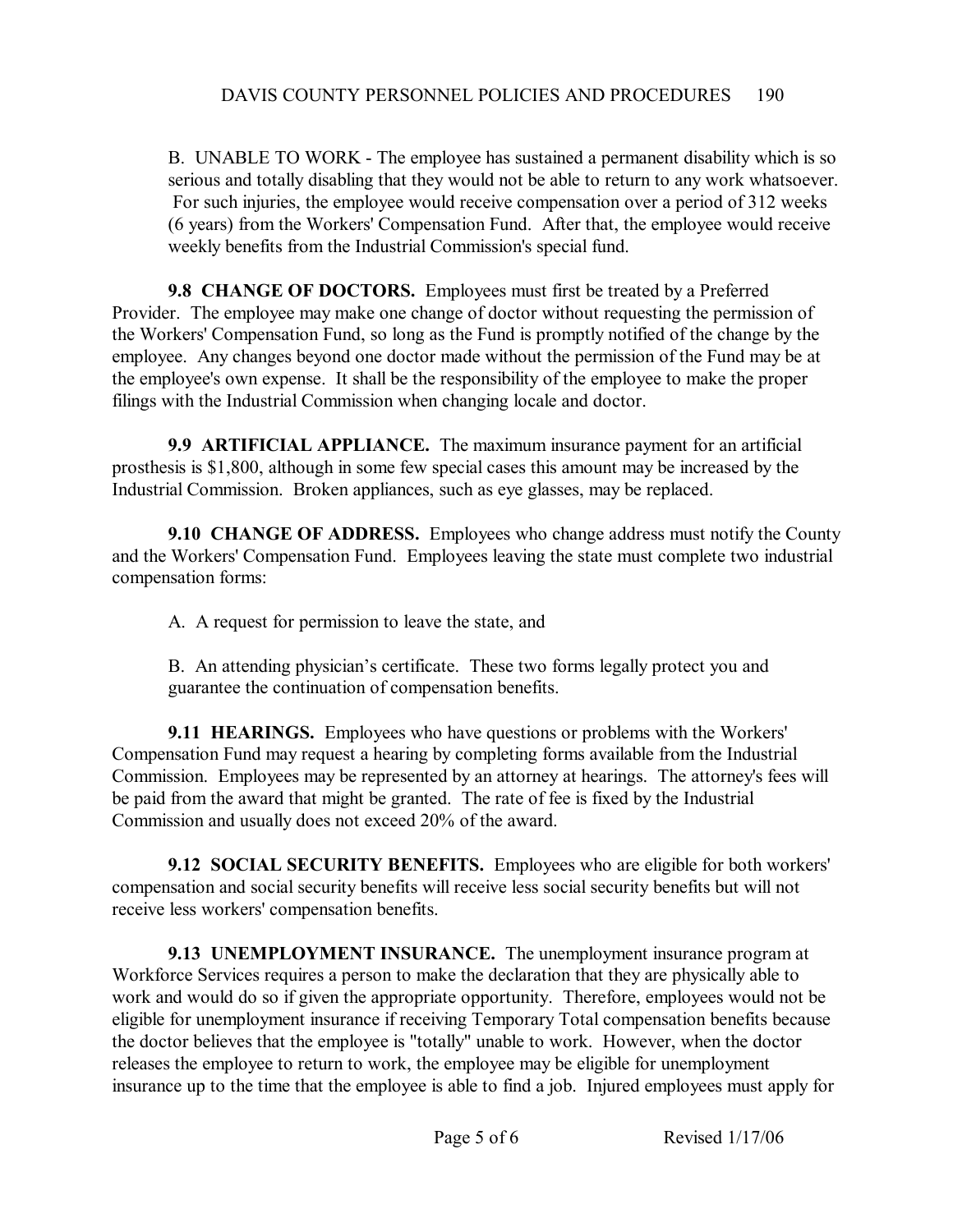B. UNABLE TO WORK - The employee has sustained a permanent disability which is so serious and totally disabling that they would not be able to return to any work whatsoever. For such injuries, the employee would receive compensation over a period of 312 weeks (6 years) from the Workers' Compensation Fund. After that, the employee would receive weekly benefits from the Industrial Commission's special fund.

**9.8 CHANGE OF DOCTORS.** Employees must first be treated by a Preferred Provider. The employee may make one change of doctor without requesting the permission of the Workers' Compensation Fund, so long as the Fund is promptly notified of the change by the employee. Any changes beyond one doctor made without the permission of the Fund may be at the employee's own expense. It shall be the responsibility of the employee to make the proper filings with the Industrial Commission when changing locale and doctor.

**9.9 ARTIFICIAL APPLIANCE.** The maximum insurance payment for an artificial prosthesis is $1,800, although in some few special cases this amount may be increased by the Industrial Commission. Broken appliances, such as eye glasses, may be replaced.

**9.10 CHANGE OF ADDRESS.** Employees who change address must notify the County and the Workers' Compensation Fund. Employees leaving the state must complete two industrial compensation forms:

A. A request for permission to leave the state, and

B. An attending physician's certificate. These two forms legally protect you and guarantee the continuation of compensation benefits.

**9.11 HEARINGS.** Employees who have questions or problems with the Workers' Compensation Fund may request a hearing by completing forms available from the Industrial Commission. Employees may be represented by an attorney at hearings. The attorney's fees will be paid from the award that might be granted. The rate of fee is fixed by the Industrial Commission and usually does not exceed 20% of the award.

**9.12 SOCIAL SECURITY BENEFITS.** Employees who are eligible for both workers' compensation and social security benefits will receive less social security benefits but will not receive less workers' compensation benefits.

**9.13 UNEMPLOYMENT INSURANCE.** The unemployment insurance program at Workforce Services requires a person to make the declaration that they are physically able to work and would do so if given the appropriate opportunity. Therefore, employees would not be eligible for unemployment insurance if receiving Temporary Total compensation benefits because the doctor believes that the employee is "totally" unable to work. However, when the doctor releases the employee to return to work, the employee may be eligible for unemployment insurance up to the time that the employee is able to find a job. Injured employees must apply for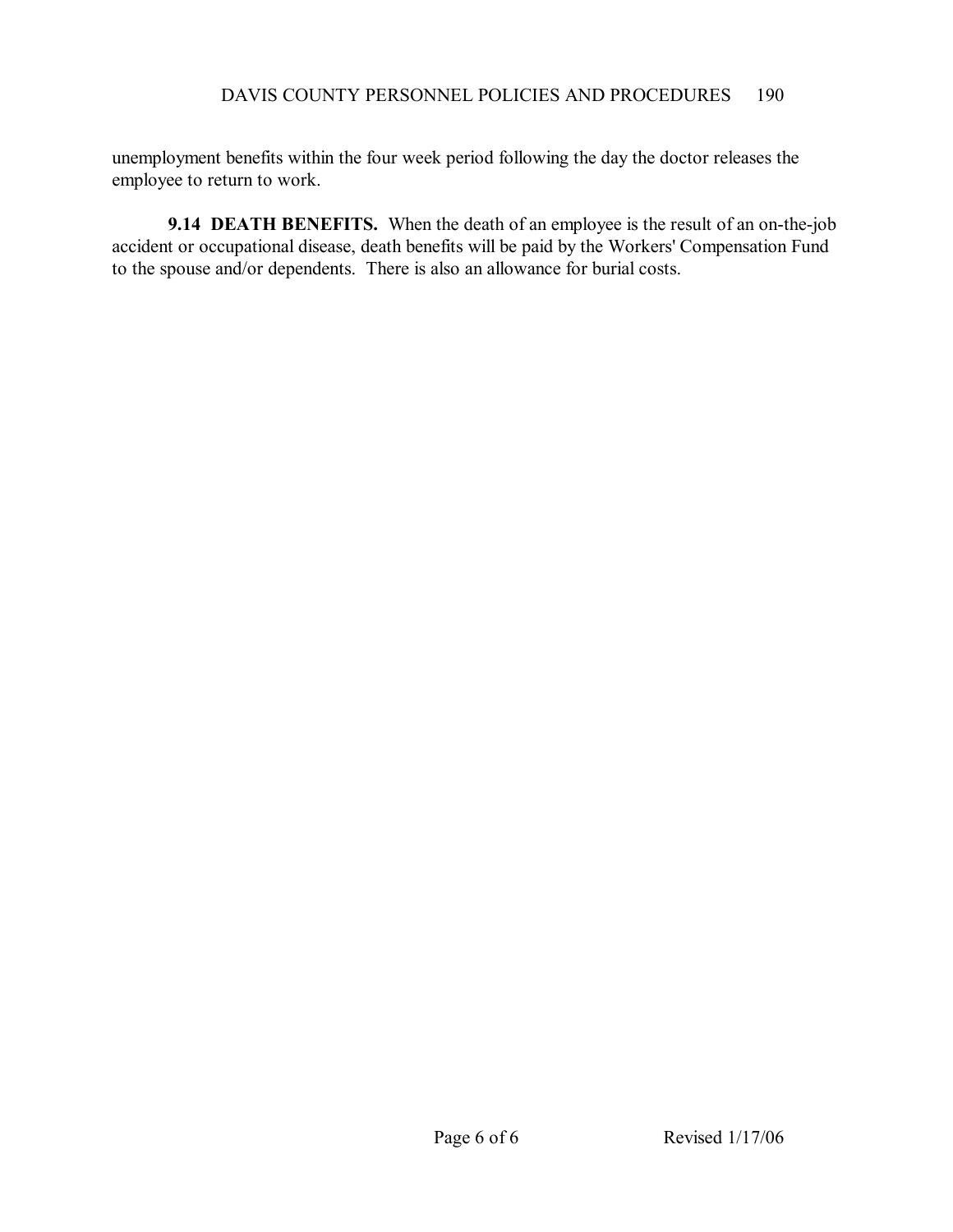unemployment benefits within the four week period following the day the doctor releases the employee to return to work.

**9.14 DEATH BENEFITS.** When the death of an employee is the result of an on-the-job accident or occupational disease, death benefits will be paid by the Workers' Compensation Fund to the spouse and/or dependents. There is also an allowance for burial costs.